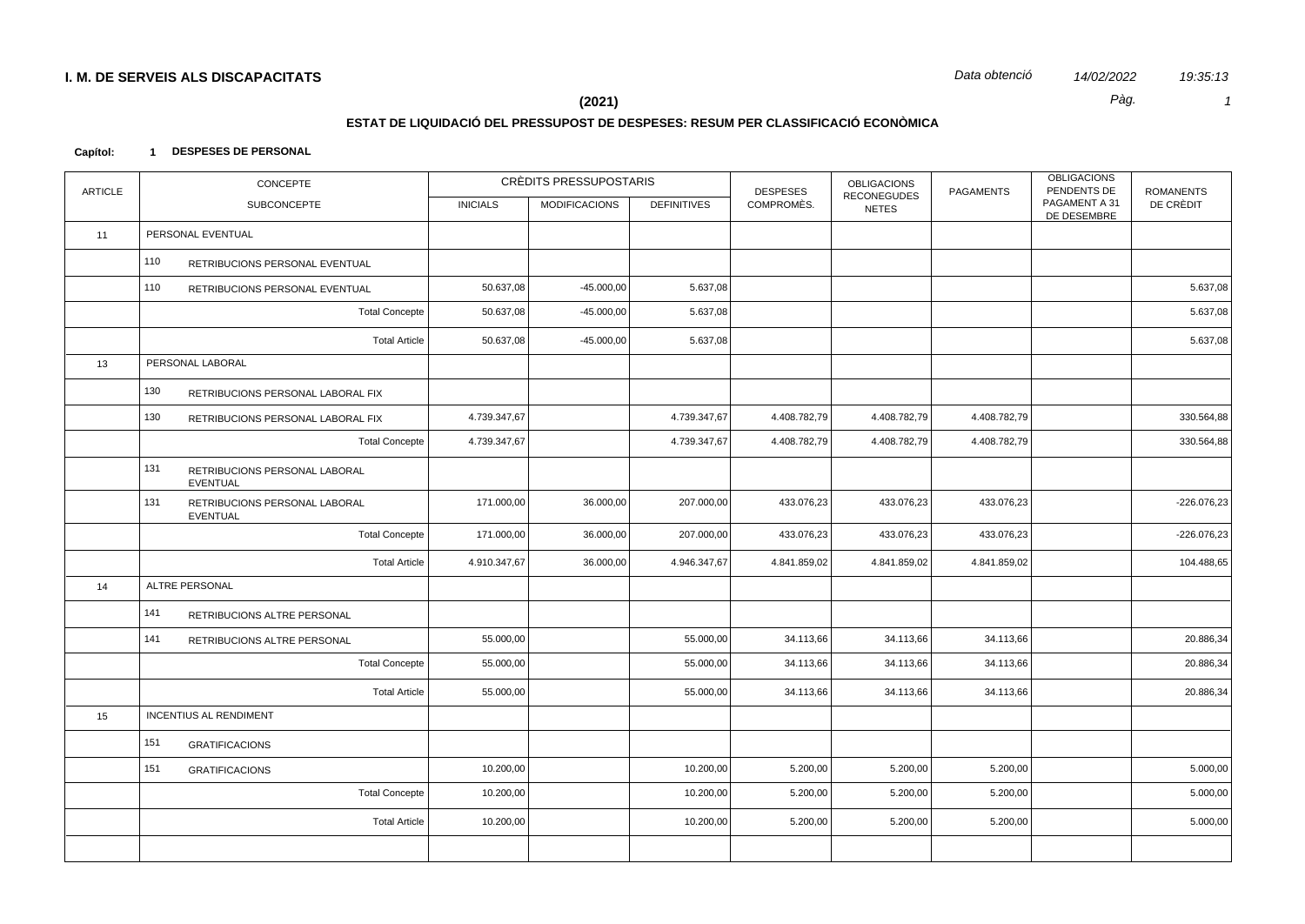**I. M. DE SERVEIS ALS DISCAPACITATS**

Data obtenció 14/02/2022 19:35:13

**(2021)**

## ESTAT DE LIQUIDACIÓ DEL PRESSUPOST DE DESPESES: RESUM PER CLASSIFICACIÓ ECONÒMICA

**Capítol: 1 DESPESES DE PERSONAL**

| ARTICLE | CONCEPTE / SUBCONCEPTE | CRÈDITS PRESSUPOSTARIS INICIALS | MODIFICACIONS | DEFINITIVES | DESPESES COMPROMÈS. | OBLIGACIONS RECONEGUDES NETES | PAGAMENTS | OBLIGACIONS PENDENTS DE PAGAMENT A 31 DE DESEMBRE | ROMANENTS DE CRÈDIT |
|---|---|---|---|---|---|---|---|---|---|
| 11 | PERSONAL EVENTUAL | | | | | | | | |
| | 110 RETRIBUCIONS PERSONAL EVENTUAL | | | | | | | | |
| | 110 RETRIBUCIONS PERSONAL EVENTUAL | 50.637,08 | -45.000,00 | 5.637,08 | | | | | 5.637,08 |
| | Total Concepte | 50.637,08 | -45.000,00 | 5.637,08 | | | | | 5.637,08 |
| | Total Article | 50.637,08 | -45.000,00 | 5.637,08 | | | | | 5.637,08 |
| 13 | PERSONAL LABORAL | | | | | | | | |
| | 130 RETRIBUCIONS PERSONAL LABORAL FIX | | | | | | | | |
| | 130 RETRIBUCIONS PERSONAL LABORAL FIX | 4.739.347,67 | | 4.739.347,67 | 4.408.782,79 | 4.408.782,79 | 4.408.782,79 | | 330.564,88 |
| | Total Concepte | 4.739.347,67 | | 4.739.347,67 | 4.408.782,79 | 4.408.782,79 | 4.408.782,79 | | 330.564,88 |
| | 131 RETRIBUCIONS PERSONAL LABORAL EVENTUAL | | | | | | | | |
| | 131 RETRIBUCIONS PERSONAL LABORAL EVENTUAL | 171.000,00 | 36.000,00 | 207.000,00 | 433.076,23 | 433.076,23 | 433.076,23 | | -226.076,23 |
| | Total Concepte | 171.000,00 | 36.000,00 | 207.000,00 | 433.076,23 | 433.076,23 | 433.076,23 | | -226.076,23 |
| | Total Article | 4.910.347,67 | 36.000,00 | 4.946.347,67 | 4.841.859,02 | 4.841.859,02 | 4.841.859,02 | | 104.488,65 |
| 14 | ALTRE PERSONAL | | | | | | | | |
| | 141 RETRIBUCIONS ALTRE PERSONAL | | | | | | | | |
| | 141 RETRIBUCIONS ALTRE PERSONAL | 55.000,00 | | 55.000,00 | 34.113,66 | 34.113,66 | 34.113,66 | | 20.886,34 |
| | Total Concepte | 55.000,00 | | 55.000,00 | 34.113,66 | 34.113,66 | 34.113,66 | | 20.886,34 |
| | Total Article | 55.000,00 | | 55.000,00 | 34.113,66 | 34.113,66 | 34.113,66 | | 20.886,34 |
| 15 | INCENTIUS AL RENDIMENT | | | | | | | | |
| | 151 GRATIFICACIONS | | | | | | | | |
| | 151 GRATIFICACIONS | 10.200,00 | | 10.200,00 | 5.200,00 | 5.200,00 | 5.200,00 | | 5.000,00 |
| | Total Concepte | 10.200,00 | | 10.200,00 | 5.200,00 | 5.200,00 | 5.200,00 | | 5.000,00 |
| | Total Article | 10.200,00 | | 10.200,00 | 5.200,00 | 5.200,00 | 5.200,00 | | 5.000,00 |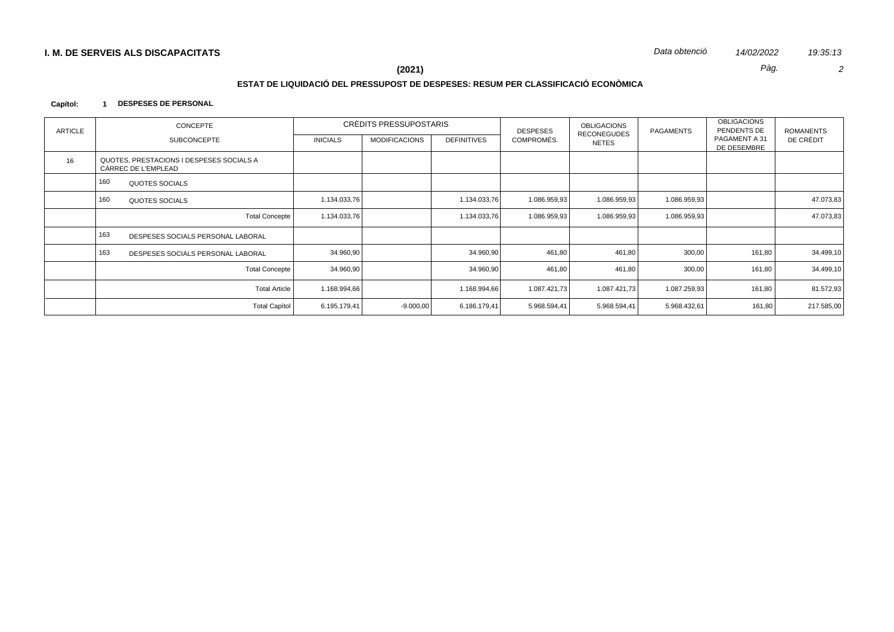**I. M. DE SERVEIS ALS DISCAPACITATS**

*Data obtenció* *14/02/2022* *19:35:13*

**(2021)**

## ESTAT DE LIQUIDACIÓ DEL PRESSUPOST DE DESPESES: RESUM PER CLASSIFICACIÓ ECONÒMICA

**Capítol: 1 DESPESES DE PERSONAL**

| ARTICLE | CONCEPTE / SUBCONCEPTE | CRÈDITS PRESSUPOSTARIS INICIALS | MODIFICACIONS | DEFINITIVES | DESPESES COMPROMÈS. | OBLIGACIONS RECONEGUDES NETES | PAGAMENTS | OBLIGACIONS PENDENTS DE PAGAMENT A 31 DE DESEMBRE | ROMANENTS DE CRÈDIT |
|---|---|---|---|---|---|---|---|---|---|
| 16 | QUOTES, PRESTACIONS I DESPESES SOCIALS A CÀRREC DE L'EMPLEAD | | | | | | | | |
| | 160 QUOTES SOCIALS | | | | | | | | |
| | 160 QUOTES SOCIALS | 1.134.033,76 | | 1.134.033,76 | 1.086.959,93 | 1.086.959,93 | 1.086.959,93 | | 47.073,83 |
| | Total Concepte | 1.134.033,76 | | 1.134.033,76 | 1.086.959,93 | 1.086.959,93 | 1.086.959,93 | | 47.073,83 |
| | 163 DESPESES SOCIALS PERSONAL LABORAL | | | | | | | | |
| | 163 DESPESES SOCIALS PERSONAL LABORAL | 34.960,90 | | 34.960,90 | 461,80 | 461,80 | 300,00 | 161,80 | 34.499,10 |
| | Total Concepte | 34.960,90 | | 34.960,90 | 461,80 | 461,80 | 300,00 | 161,80 | 34.499,10 |
| | Total Article | 1.168.994,66 | | 1.168.994,66 | 1.087.421,73 | 1.087.421,73 | 1.087.259,93 | 161,80 | 81.572,93 |
| | Total Capítol | 6.195.179,41 | -9.000,00 | 6.186.179,41 | 5.968.594,41 | 5.968.594,41 | 5.968.432,61 | 161,80 | 217.585,00 |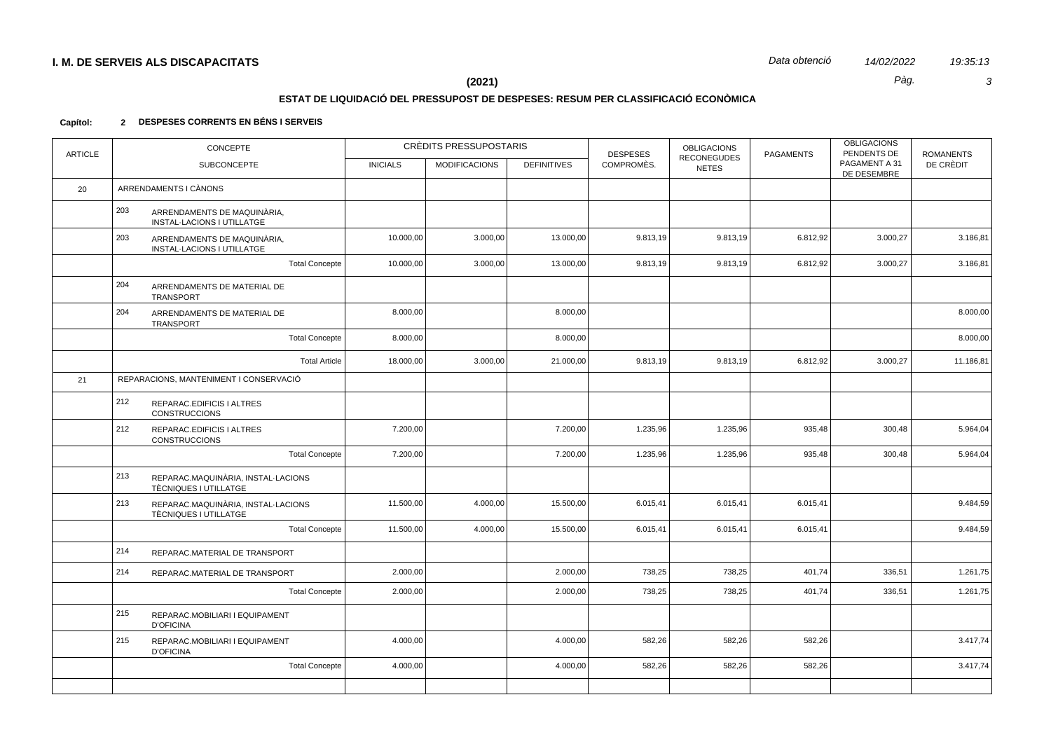**I. M. DE SERVEIS ALS DISCAPACITATS** *Data obtenció 14/02/2022 19:35:13*

**(2021)**

## ESTAT DE LIQUIDACIÓ DEL PRESSUPOST DE DESPESES: RESUM PER CLASSIFICACIÓ ECONÒMICA

**Capítol: 2 DESPESES CORRENTS EN BÉNS I SERVEIS**

| ARTICLE | CONCEPTE / SUBCONCEPTE | CRÈDITS PRESSUPOSTARIS INICIALS | MODIFICACIONS | DEFINITIVES | DESPESES COMPROMÈS. | OBLIGACIONS RECONEGUDES NETES | PAGAMENTS | OBLIGACIONS PENDENTS DE PAGAMENT A 31 DE DESEMBRE | ROMANENTS DE CRÈDIT |
|---|---|---|---|---|---|---|---|---|---|
| 20 | ARRENDAMENTS I CÀNONS | | | | | | | | |
| | 203 ARRENDAMENTS DE MAQUINÀRIA, INSTAL·LACIONS I UTILLATGE | | | | | | | | |
| | 203 ARRENDAMENTS DE MAQUINÀRIA, INSTAL·LACIONS I UTILLATGE | 10.000,00 | 3.000,00 | 13.000,00 | 9.813,19 | 9.813,19 | 6.812,92 | 3.000,27 | 3.186,81 |
| | Total Concepte | 10.000,00 | 3.000,00 | 13.000,00 | 9.813,19 | 9.813,19 | 6.812,92 | 3.000,27 | 3.186,81 |
| | 204 ARRENDAMENTS DE MATERIAL DE TRANSPORT | | | | | | | | |
| | 204 ARRENDAMENTS DE MATERIAL DE TRANSPORT | 8.000,00 | | 8.000,00 | | | | | 8.000,00 |
| | Total Concepte | 8.000,00 | | 8.000,00 | | | | | 8.000,00 |
| | Total Article | 18.000,00 | 3.000,00 | 21.000,00 | 9.813,19 | 9.813,19 | 6.812,92 | 3.000,27 | 11.186,81 |
| 21 | REPARACIONS, MANTENIMENT I CONSERVACIÓ | | | | | | | | |
| | 212 REPARAC.EDIFICIS I ALTRES CONSTRUCCIONS | | | | | | | | |
| | 212 REPARAC.EDIFICIS I ALTRES CONSTRUCCIONS | 7.200,00 | | 7.200,00 | 1.235,96 | 1.235,96 | 935,48 | 300,48 | 5.964,04 |
| | Total Concepte | 7.200,00 | | 7.200,00 | 1.235,96 | 1.235,96 | 935,48 | 300,48 | 5.964,04 |
| | 213 REPARAC.MAQUINÀRIA, INSTAL·LACIONS TÈCNIQUES I UTILLATGE | | | | | | | | |
| | 213 REPARAC.MAQUINÀRIA, INSTAL·LACIONS TÈCNIQUES I UTILLATGE | 11.500,00 | 4.000,00 | 15.500,00 | 6.015,41 | 6.015,41 | 6.015,41 | | 9.484,59 |
| | Total Concepte | 11.500,00 | 4.000,00 | 15.500,00 | 6.015,41 | 6.015,41 | 6.015,41 | | 9.484,59 |
| | 214 REPARAC.MATERIAL DE TRANSPORT | | | | | | | | |
| | 214 REPARAC.MATERIAL DE TRANSPORT | 2.000,00 | | 2.000,00 | 738,25 | 738,25 | 401,74 | 336,51 | 1.261,75 |
| | Total Concepte | 2.000,00 | | 2.000,00 | 738,25 | 738,25 | 401,74 | 336,51 | 1.261,75 |
| | 215 REPARAC.MOBILIARI I EQUIPAMENT D'OFICINA | | | | | | | | |
| | 215 REPARAC.MOBILIARI I EQUIPAMENT D'OFICINA | 4.000,00 | | 4.000,00 | 582,26 | 582,26 | 582,26 | | 3.417,74 |
| | Total Concepte | 4.000,00 | | 4.000,00 | 582,26 | 582,26 | 582,26 | | 3.417,74 |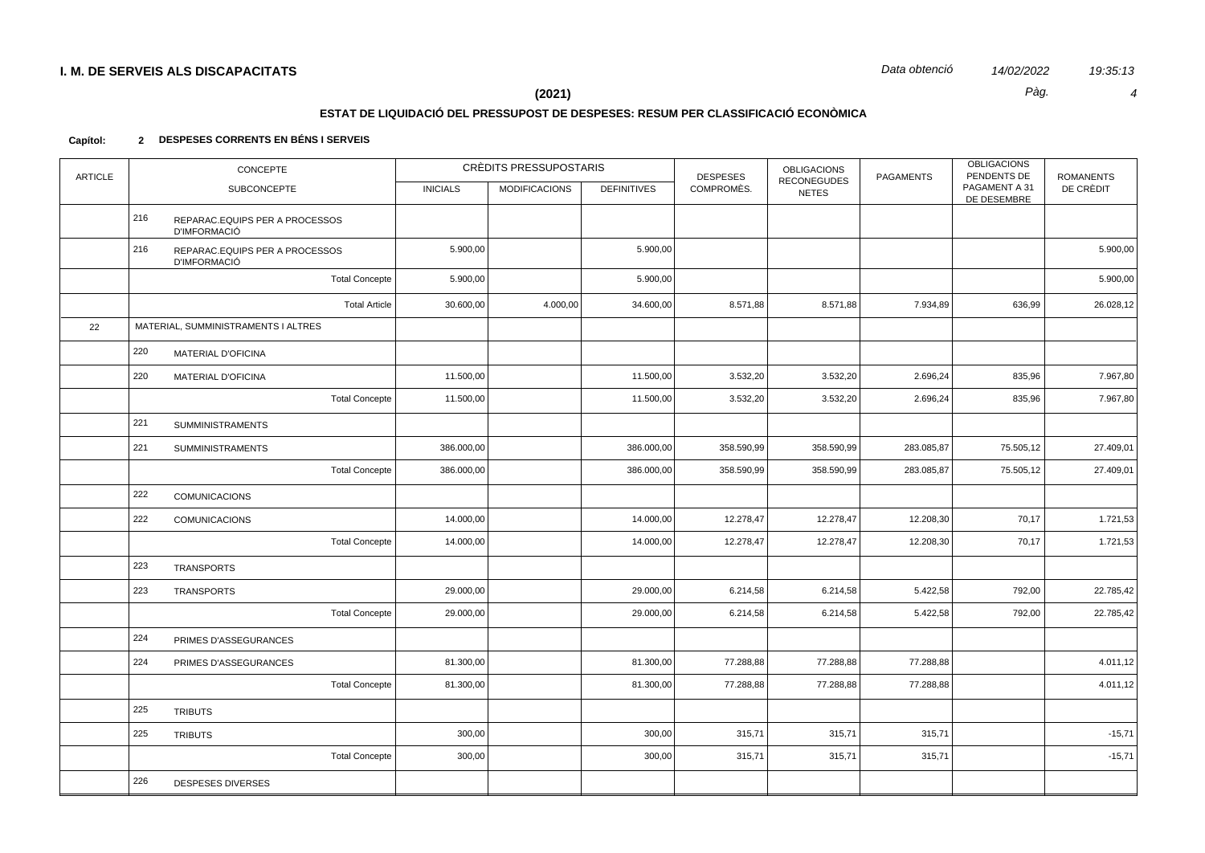**I. M. DE SERVEIS ALS DISCAPACITATS** *Data obtenció 14/02/2022 19:35:13*

**(2021)**

## ESTAT DE LIQUIDACIÓ DEL PRESSUPOST DE DESPESES: RESUM PER CLASSIFICACIÓ ECONÒMICA

**Capítol: 2 DESPESES CORRENTS EN BÉNS I SERVEIS**

| ARTICLE | CONCEPTE | | CRÈDITS PRESSUPOSTARIS | | | DESPESES COMPROMÈS. | OBLIGACIONS RECONEGUDES NETES | PAGAMENTS | OBLIGACIONS PENDENTS DE PAGAMENT A 31 DE DESEMBRE | ROMANENTS DE CRÈDIT |
|---|---|---|---|---|---|---|---|---|---|---|
| | | SUBCONCEPTE | INICIALS | MODIFICACIONS | DEFINITIVES | | | | | |
| | 216 | REPARAC.EQUIPS PER A PROCESSOS D'IMFORMACIÓ | | | | | | | | |
| | 216 | REPARAC.EQUIPS PER A PROCESSOS D'IMFORMACIÓ | 5.900,00 | | 5.900,00 | | | | | 5.900,00 |
| | | Total Concepte | 5.900,00 | | 5.900,00 | | | | | 5.900,00 |
| | | Total Article | 30.600,00 | 4.000,00 | 34.600,00 | 8.571,88 | 8.571,88 | 7.934,89 | 636,99 | 26.028,12 |
| 22 | MATERIAL, SUMMINISTRAMENTS I ALTRES | | | | | | | | | |
| | 220 | MATERIAL D'OFICINA | | | | | | | | |
| | 220 | MATERIAL D'OFICINA | 11.500,00 | | 11.500,00 | 3.532,20 | 3.532,20 | 2.696,24 | 835,96 | 7.967,80 |
| | | Total Concepte | 11.500,00 | | 11.500,00 | 3.532,20 | 3.532,20 | 2.696,24 | 835,96 | 7.967,80 |
| | 221 | SUMMINISTRAMENTS | | | | | | | | |
| | 221 | SUMMINISTRAMENTS | 386.000,00 | | 386.000,00 | 358.590,99 | 358.590,99 | 283.085,87 | 75.505,12 | 27.409,01 |
| | | Total Concepte | 386.000,00 | | 386.000,00 | 358.590,99 | 358.590,99 | 283.085,87 | 75.505,12 | 27.409,01 |
| | 222 | COMUNICACIONS | | | | | | | | |
| | 222 | COMUNICACIONS | 14.000,00 | | 14.000,00 | 12.278,47 | 12.278,47 | 12.208,30 | 70,17 | 1.721,53 |
| | | Total Concepte | 14.000,00 | | 14.000,00 | 12.278,47 | 12.278,47 | 12.208,30 | 70,17 | 1.721,53 |
| | 223 | TRANSPORTS | | | | | | | | |
| | 223 | TRANSPORTS | 29.000,00 | | 29.000,00 | 6.214,58 | 6.214,58 | 5.422,58 | 792,00 | 22.785,42 |
| | | Total Concepte | 29.000,00 | | 29.000,00 | 6.214,58 | 6.214,58 | 5.422,58 | 792,00 | 22.785,42 |
| | 224 | PRIMES D'ASSEGURANCES | | | | | | | | |
| | 224 | PRIMES D'ASSEGURANCES | 81.300,00 | | 81.300,00 | 77.288,88 | 77.288,88 | 77.288,88 | | 4.011,12 |
| | | Total Concepte | 81.300,00 | | 81.300,00 | 77.288,88 | 77.288,88 | 77.288,88 | | 4.011,12 |
| | 225 | TRIBUTS | | | | | | | | |
| | 225 | TRIBUTS | 300,00 | | 300,00 | 315,71 | 315,71 | 315,71 | | -15,71 |
| | | Total Concepte | 300,00 | | 300,00 | 315,71 | 315,71 | 315,71 | | -15,71 |
| | 226 | DESPESES DIVERSES | | | | | | | | |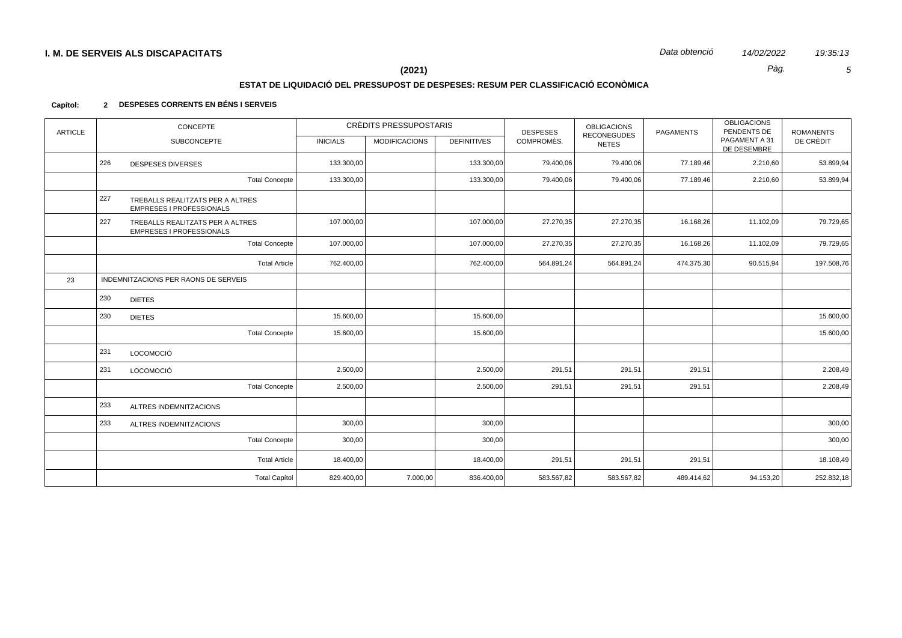**I. M. DE SERVEIS ALS DISCAPACITATS**

*Data obtenció* *14/02/2022* *19:35:13*

**(2021)**

## ESTAT DE LIQUIDACIÓ DEL PRESSUPOST DE DESPESES: RESUM PER CLASSIFICACIÓ ECONÒMICA

**Capítol: 2 DESPESES CORRENTS EN BÉNS I SERVEIS**

| ARTICLE | CONCEPTE / SUBCONCEPTE | | CRÈDITS PRESSUPOSTARIS INICIALS | MODIFICACIONS | DEFINITIVES | DESPESES COMPROMÈS. | OBLIGACIONS RECONEGUDES NETES | PAGAMENTS | OBLIGACIONS PENDENTS DE PAGAMENT A 31 DE DESEMBRE | ROMANENTS DE CRÈDIT |
|---|---|---|---|---|---|---|---|---|---|---|
| | 226 | DESPESES DIVERSES | 133.300,00 | | 133.300,00 | 79.400,06 | 79.400,06 | 77.189,46 | 2.210,60 | 53.899,94 |
| | | Total Concepte | 133.300,00 | | 133.300,00 | 79.400,06 | 79.400,06 | 77.189,46 | 2.210,60 | 53.899,94 |
| | 227 | TREBALLS REALITZATS PER A ALTRES EMPRESES I PROFESSIONALS | | | | | | | | |
| | 227 | TREBALLS REALITZATS PER A ALTRES EMPRESES I PROFESSIONALS | 107.000,00 | | 107.000,00 | 27.270,35 | 27.270,35 | 16.168,26 | 11.102,09 | 79.729,65 |
| | | Total Concepte | 107.000,00 | | 107.000,00 | 27.270,35 | 27.270,35 | 16.168,26 | 11.102,09 | 79.729,65 |
| | | Total Article | 762.400,00 | | 762.400,00 | 564.891,24 | 564.891,24 | 474.375,30 | 90.515,94 | 197.508,76 |
| 23 | INDEMNITZACIONS PER RAONS DE SERVEIS | | | | | | | | | |
| | 230 | DIETES | | | | | | | | |
| | 230 | DIETES | 15.600,00 | | 15.600,00 | | | | | 15.600,00 |
| | | Total Concepte | 15.600,00 | | 15.600,00 | | | | | 15.600,00 |
| | 231 | LOCOMOCIÓ | | | | | | | | |
| | 231 | LOCOMOCIÓ | 2.500,00 | | 2.500,00 | 291,51 | 291,51 | 291,51 | | 2.208,49 |
| | | Total Concepte | 2.500,00 | | 2.500,00 | 291,51 | 291,51 | 291,51 | | 2.208,49 |
| | 233 | ALTRES INDEMNITZACIONS | | | | | | | | |
| | 233 | ALTRES INDEMNITZACIONS | 300,00 | | 300,00 | | | | | 300,00 |
| | | Total Concepte | 300,00 | | 300,00 | | | | | 300,00 |
| | | Total Article | 18.400,00 | | 18.400,00 | 291,51 | 291,51 | 291,51 | | 18.108,49 |
| | | Total Capítol | 829.400,00 | 7.000,00 | 836.400,00 | 583.567,82 | 583.567,82 | 489.414,62 | 94.153,20 | 252.832,18 |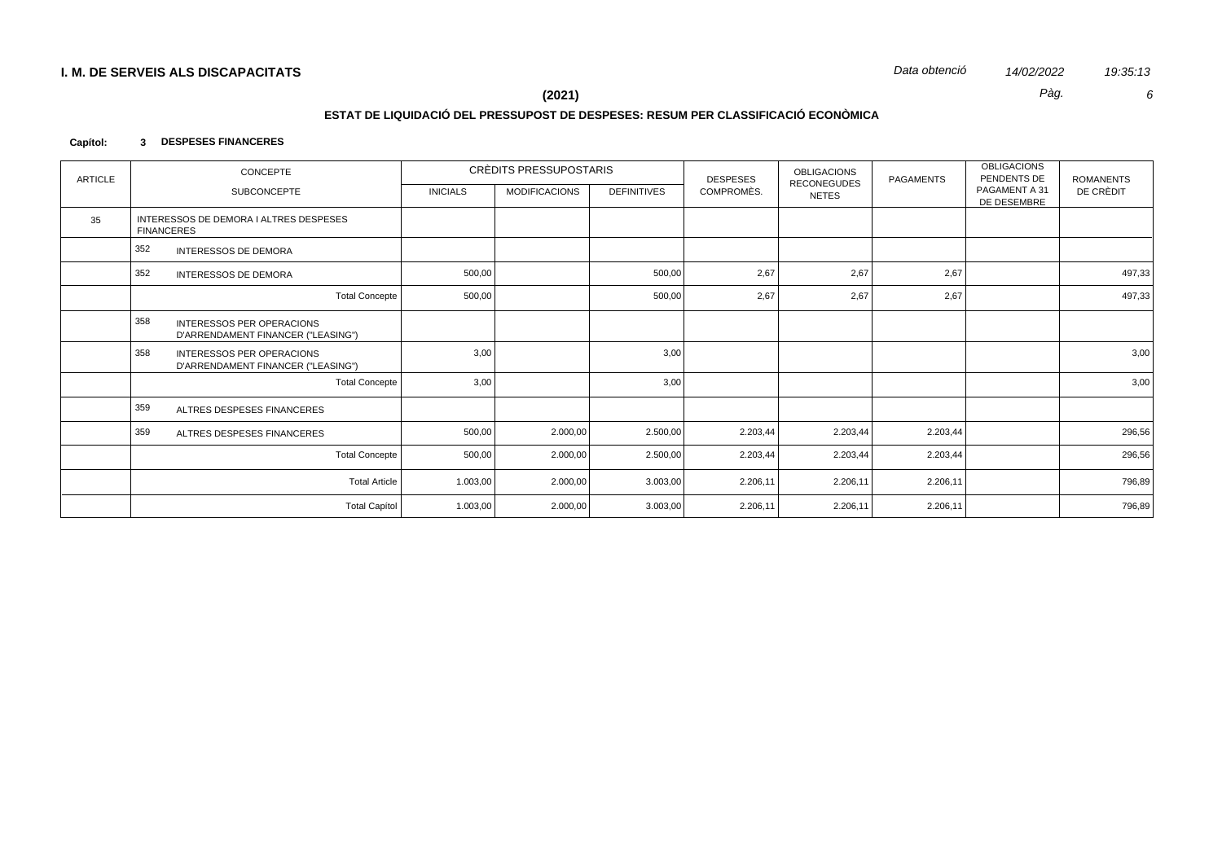**I. M. DE SERVEIS ALS DISCAPACITATS**

*Data obtenció* *14/02/2022* *19:35:13*

**(2021)**

**ESTAT DE LIQUIDACIÓ DEL PRESSUPOST DE DESPESES: RESUM PER CLASSIFICACIÓ ECONÒMICA**

**Capítol: 3 DESPESES FINANCERES**

| ARTICLE | CONCEPTE / SUBCONCEPTE | CRÈDITS PRESSUPOSTARIS INICIALS | MODIFICACIONS | DEFINITIVES | DESPESES COMPROMÈS. | OBLIGACIONS RECONEGUDES NETES | PAGAMENTS | OBLIGACIONS PENDENTS DE PAGAMENT A 31 DE DESEMBRE | ROMANENTS DE CRÈDIT |
|---|---|---|---|---|---|---|---|---|---|
| 35 | INTERESSOS DE DEMORA I ALTRES DESPESES FINANCERES | | | | | | | | |
| | 352 INTERESSOS DE DEMORA | | | | | | | | |
| | 352 INTERESSOS DE DEMORA | 500,00 | | 500,00 | 2,67 | 2,67 | 2,67 | | 497,33 |
| | Total Concepte | 500,00 | | 500,00 | 2,67 | 2,67 | 2,67 | | 497,33 |
| | 358 INTERESSOS PER OPERACIONS D'ARRENDAMENT FINANCER ("LEASING") | | | | | | | | |
| | 358 INTERESSOS PER OPERACIONS D'ARRENDAMENT FINANCER ("LEASING") | 3,00 | | 3,00 | | | | | 3,00 |
| | Total Concepte | 3,00 | | 3,00 | | | | | 3,00 |
| | 359 ALTRES DESPESES FINANCERES | | | | | | | | |
| | 359 ALTRES DESPESES FINANCERES | 500,00 | 2.000,00 | 2.500,00 | 2.203,44 | 2.203,44 | 2.203,44 | | 296,56 |
| | Total Concepte | 500,00 | 2.000,00 | 2.500,00 | 2.203,44 | 2.203,44 | 2.203,44 | | 296,56 |
| | Total Article | 1.003,00 | 2.000,00 | 3.003,00 | 2.206,11 | 2.206,11 | 2.206,11 | | 796,89 |
| | Total Capítol | 1.003,00 | 2.000,00 | 3.003,00 | 2.206,11 | 2.206,11 | 2.206,11 | | 796,89 |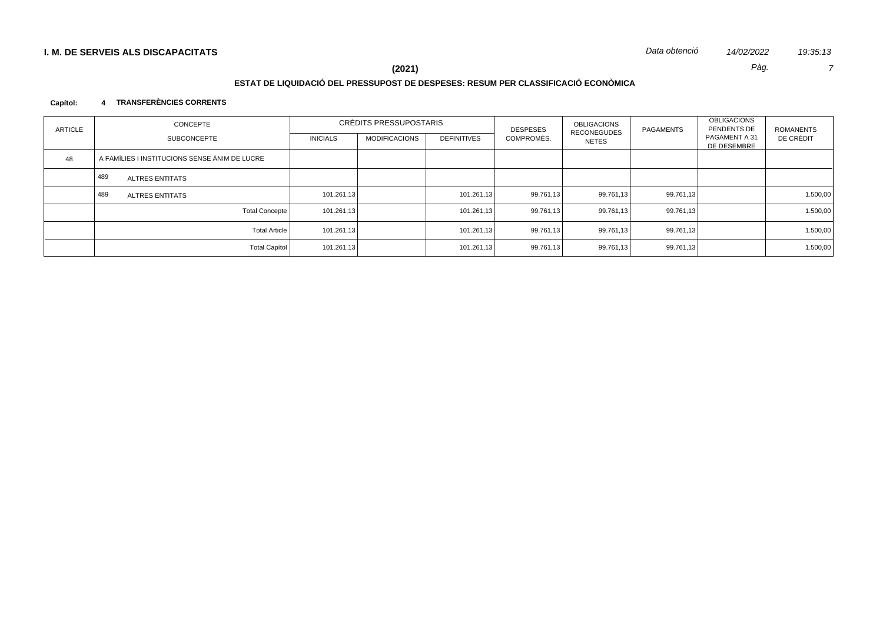**I. M. DE SERVEIS ALS DISCAPACITATS**

*Data obtenció* *14/02/2022* *19:35:13*

**(2021)**

**ESTAT DE LIQUIDACIÓ DEL PRESSUPOST DE DESPESES: RESUM PER CLASSIFICACIÓ ECONÒMICA**

**Capítol: 4 TRANSFERÈNCIES CORRENTS**

| ARTICLE | CONCEPTE / SUBCONCEPTE | CRÈDITS PRESSUPOSTARIS INICIALS | MODIFICACIONS | DEFINITIVES | DESPESES COMPROMÈS. | OBLIGACIONS RECONEGUDES NETES | PAGAMENTS | OBLIGACIONS PENDENTS DE PAGAMENT A 31 DE DESEMBRE | ROMANENTS DE CRÈDIT |
|---|---|---|---|---|---|---|---|---|---|
| 48 | A FAMÍLIES I INSTITUCIONS SENSE ÀNIM DE LUCRE | | | | | | | | |
| | 489 ALTRES ENTITATS | | | | | | | | |
| | 489 ALTRES ENTITATS | 101.261,13 | | 101.261,13 | 99.761,13 | 99.761,13 | 99.761,13 | | 1.500,00 |
| | Total Concepte | 101.261,13 | | 101.261,13 | 99.761,13 | 99.761,13 | 99.761,13 | | 1.500,00 |
| | Total Article | 101.261,13 | | 101.261,13 | 99.761,13 | 99.761,13 | 99.761,13 | | 1.500,00 |
| | Total Capítol | 101.261,13 | | 101.261,13 | 99.761,13 | 99.761,13 | 99.761,13 | | 1.500,00 |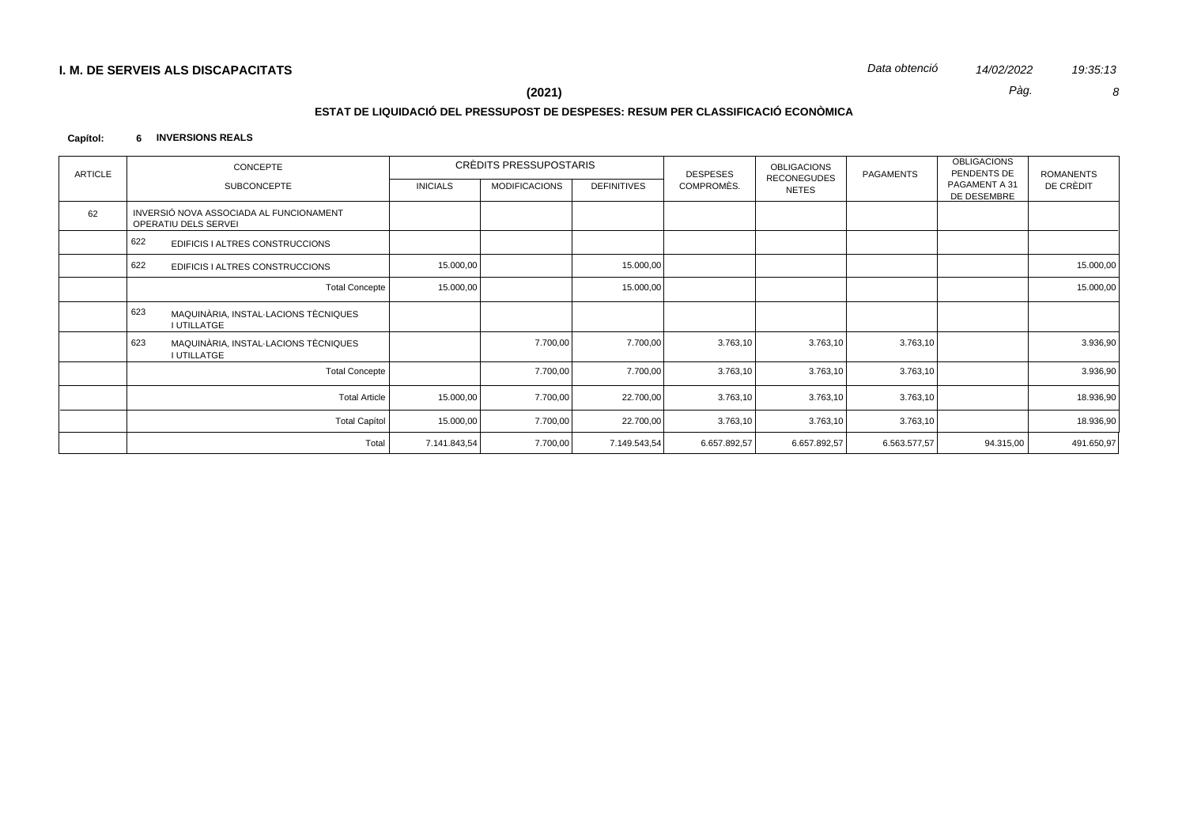**I. M. DE SERVEIS ALS DISCAPACITATS**

*Data obtenció* *14/02/2022* *19:35:13*

**(2021)**

## ESTAT DE LIQUIDACIÓ DEL PRESSUPOST DE DESPESES: RESUM PER CLASSIFICACIÓ ECONÒMICA

**Capítol: 6 INVERSIONS REALS**

| ARTICLE | CONCEPTE / SUBCONCEPTE | CRÈDITS PRESSUPOSTARIS | | | DESPESES COMPROMÈS. | OBLIGACIONS RECONEGUDES NETES | PAGAMENTS | OBLIGACIONS PENDENTS DE PAGAMENT A 31 DE DESEMBRE | ROMANENTS DE CRÈDIT |
|---|---|---|---|---|---|---|---|---|---|
| | | INICIALS | MODIFICACIONS | DEFINITIVES | | | | | |
| 62 | INVERSIÓ NOVA ASSOCIADA AL FUNCIONAMENT OPERATIU DELS SERVEI | | | | | | | | |
| | 622 EDIFICIS I ALTRES CONSTRUCCIONS | | | | | | | | |
| | 622 EDIFICIS I ALTRES CONSTRUCCIONS | 15.000,00 | | 15.000,00 | | | | | 15.000,00 |
| | Total Concepte | 15.000,00 | | 15.000,00 | | | | | 15.000,00 |
| | 623 MAQUINÀRIA, INSTAL·LACIONS TÈCNIQUES I UTILLATGE | | | | | | | | |
| | 623 MAQUINÀRIA, INSTAL·LACIONS TÈCNIQUES I UTILLATGE | | 7.700,00 | 7.700,00 | 3.763,10 | 3.763,10 | 3.763,10 | | 3.936,90 |
| | Total Concepte | | 7.700,00 | 7.700,00 | 3.763,10 | 3.763,10 | 3.763,10 | | 3.936,90 |
| | Total Article | 15.000,00 | 7.700,00 | 22.700,00 | 3.763,10 | 3.763,10 | 3.763,10 | | 18.936,90 |
| | Total Capítol | 15.000,00 | 7.700,00 | 22.700,00 | 3.763,10 | 3.763,10 | 3.763,10 | | 18.936,90 |
| | Total | 7.141.843,54 | 7.700,00 | 7.149.543,54 | 6.657.892,57 | 6.657.892,57 | 6.563.577,57 | 94.315,00 | 491.650,97 |